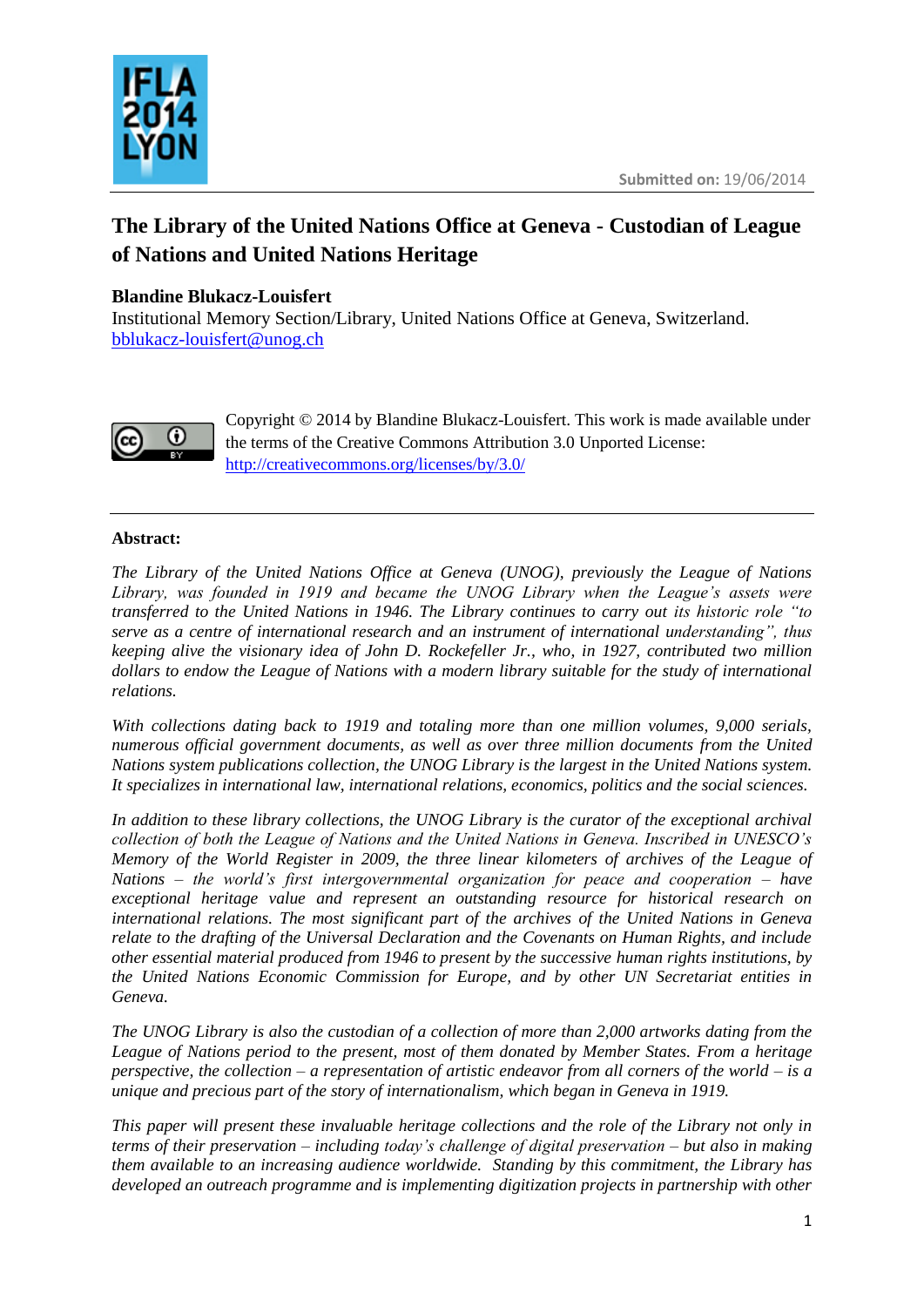Submitted on: 19/06/2014

# The Library of the United Nations Office at Geneva - Custodian of League of Nations and United Nations Heritage

**Blandine Blukacz-Louisfert**
Institutional Memory Section/Library, United Nations Office at Geneva, Switzerland.
bblukacz-louisfert@unog.ch

Copyright © 2014 by Blandine Blukacz-Louisfert. This work is made available under the terms of the Creative Commons Attribution 3.0 Unported License: http://creativecommons.org/licenses/by/3.0/

---

**Abstract:**

*The Library of the United Nations Office at Geneva (UNOG), previously the League of Nations Library, was founded in 1919 and became the UNOG Library when the League's assets were transferred to the United Nations in 1946. The Library continues to carry out its historic role "to serve as a centre of international research and an instrument of international understanding", thus keeping alive the visionary idea of John D. Rockefeller Jr., who, in 1927, contributed two million dollars to endow the League of Nations with a modern library suitable for the study of international relations.*

*With collections dating back to 1919 and totaling more than one million volumes, 9,000 serials, numerous official government documents, as well as over three million documents from the United Nations system publications collection, the UNOG Library is the largest in the United Nations system. It specializes in international law, international relations, economics, politics and the social sciences.*

*In addition to these library collections, the UNOG Library is the curator of the exceptional archival collection of both the League of Nations and the United Nations in Geneva. Inscribed in UNESCO's Memory of the World Register in 2009, the three linear kilometers of archives of the League of Nations – the world's first intergovernmental organization for peace and cooperation – have exceptional heritage value and represent an outstanding resource for historical research on international relations. The most significant part of the archives of the United Nations in Geneva relate to the drafting of the Universal Declaration and the Covenants on Human Rights, and include other essential material produced from 1946 to present by the successive human rights institutions, by the United Nations Economic Commission for Europe, and by other UN Secretariat entities in Geneva.*

*The UNOG Library is also the custodian of a collection of more than 2,000 artworks dating from the League of Nations period to the present, most of them donated by Member States. From a heritage perspective, the collection – a representation of artistic endeavor from all corners of the world – is a unique and precious part of the story of internationalism, which began in Geneva in 1919.*

*This paper will present these invaluable heritage collections and the role of the Library not only in terms of their preservation – including today's challenge of digital preservation – but also in making them available to an increasing audience worldwide. Standing by this commitment, the Library has developed an outreach programme and is implementing digitization projects in partnership with other*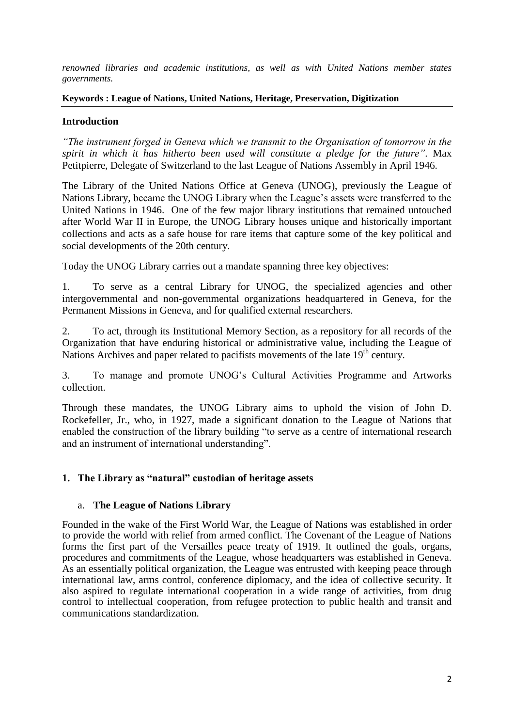*renowned libraries and academic institutions, as well as with United Nations member states governments.*

**Keywords : League of Nations, United Nations, Heritage, Preservation, Digitization**

## Introduction

*"The instrument forged in Geneva which we transmit to the Organisation of tomorrow in the spirit in which it has hitherto been used will constitute a pledge for the future".* Max Petitpierre, Delegate of Switzerland to the last League of Nations Assembly in April 1946.

The Library of the United Nations Office at Geneva (UNOG), previously the League of Nations Library, became the UNOG Library when the League's assets were transferred to the United Nations in 1946. One of the few major library institutions that remained untouched after World War II in Europe, the UNOG Library houses unique and historically important collections and acts as a safe house for rare items that capture some of the key political and social developments of the 20th century.

Today the UNOG Library carries out a mandate spanning three key objectives:

1. To serve as a central Library for UNOG, the specialized agencies and other intergovernmental and non-governmental organizations headquartered in Geneva, for the Permanent Missions in Geneva, and for qualified external researchers.

2. To act, through its Institutional Memory Section, as a repository for all records of the Organization that have enduring historical or administrative value, including the League of Nations Archives and paper related to pacifists movements of the late 19th century.

3. To manage and promote UNOG's Cultural Activities Programme and Artworks collection.

Through these mandates, the UNOG Library aims to uphold the vision of John D. Rockefeller, Jr., who, in 1927, made a significant donation to the League of Nations that enabled the construction of the library building "to serve as a centre of international research and an instrument of international understanding".

## 1. The Library as "natural" custodian of heritage assets

### a. The League of Nations Library

Founded in the wake of the First World War, the League of Nations was established in order to provide the world with relief from armed conflict. The Covenant of the League of Nations forms the first part of the Versailles peace treaty of 1919. It outlined the goals, organs, procedures and commitments of the League, whose headquarters was established in Geneva. As an essentially political organization, the League was entrusted with keeping peace through international law, arms control, conference diplomacy, and the idea of collective security. It also aspired to regulate international cooperation in a wide range of activities, from drug control to intellectual cooperation, from refugee protection to public health and transit and communications standardization.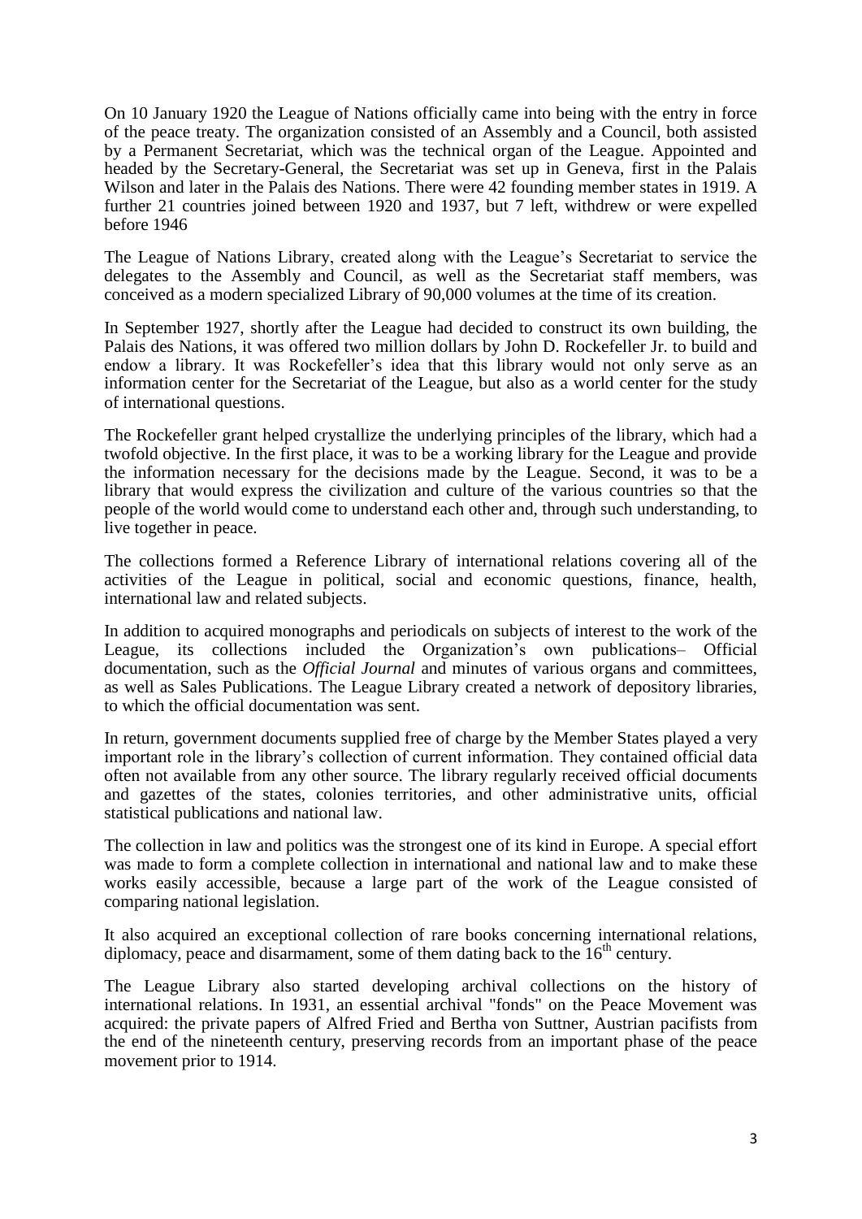On 10 January 1920 the League of Nations officially came into being with the entry in force of the peace treaty. The organization consisted of an Assembly and a Council, both assisted by a Permanent Secretariat, which was the technical organ of the League. Appointed and headed by the Secretary-General, the Secretariat was set up in Geneva, first in the Palais Wilson and later in the Palais des Nations. There were 42 founding member states in 1919. A further 21 countries joined between 1920 and 1937, but 7 left, withdrew or were expelled before 1946

The League of Nations Library, created along with the League's Secretariat to service the delegates to the Assembly and Council, as well as the Secretariat staff members, was conceived as a modern specialized Library of 90,000 volumes at the time of its creation.

In September 1927, shortly after the League had decided to construct its own building, the Palais des Nations, it was offered two million dollars by John D. Rockefeller Jr. to build and endow a library. It was Rockefeller's idea that this library would not only serve as an information center for the Secretariat of the League, but also as a world center for the study of international questions.

The Rockefeller grant helped crystallize the underlying principles of the library, which had a twofold objective. In the first place, it was to be a working library for the League and provide the information necessary for the decisions made by the League. Second, it was to be a library that would express the civilization and culture of the various countries so that the people of the world would come to understand each other and, through such understanding, to live together in peace.

The collections formed a Reference Library of international relations covering all of the activities of the League in political, social and economic questions, finance, health, international law and related subjects.

In addition to acquired monographs and periodicals on subjects of interest to the work of the League, its collections included the Organization's own publications– Official documentation, such as the *Official Journal* and minutes of various organs and committees, as well as Sales Publications. The League Library created a network of depository libraries, to which the official documentation was sent.

In return, government documents supplied free of charge by the Member States played a very important role in the library's collection of current information. They contained official data often not available from any other source. The library regularly received official documents and gazettes of the states, colonies territories, and other administrative units, official statistical publications and national law.

The collection in law and politics was the strongest one of its kind in Europe. A special effort was made to form a complete collection in international and national law and to make these works easily accessible, because a large part of the work of the League consisted of comparing national legislation.

It also acquired an exceptional collection of rare books concerning international relations, diplomacy, peace and disarmament, some of them dating back to the 16th century.

The League Library also started developing archival collections on the history of international relations. In 1931, an essential archival "fonds" on the Peace Movement was acquired: the private papers of Alfred Fried and Bertha von Suttner, Austrian pacifists from the end of the nineteenth century, preserving records from an important phase of the peace movement prior to 1914.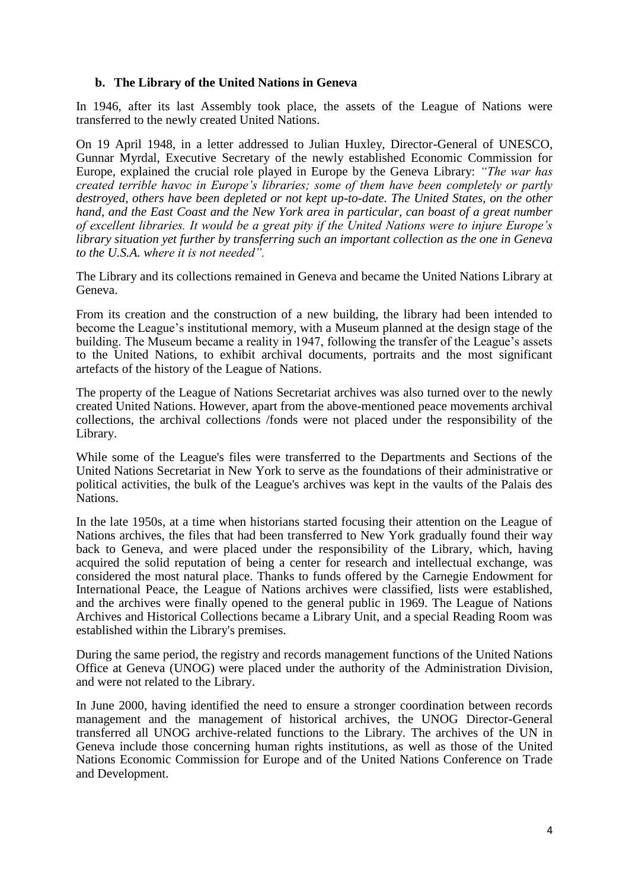### b. The Library of the United Nations in Geneva

In 1946, after its last Assembly took place, the assets of the League of Nations were transferred to the newly created United Nations.

On 19 April 1948, in a letter addressed to Julian Huxley, Director-General of UNESCO, Gunnar Myrdal, Executive Secretary of the newly established Economic Commission for Europe, explained the crucial role played in Europe by the Geneva Library: *"The war has created terrible havoc in Europe's libraries; some of them have been completely or partly destroyed, others have been depleted or not kept up-to-date. The United States, on the other hand, and the East Coast and the New York area in particular, can boast of a great number of excellent libraries. It would be a great pity if the United Nations were to injure Europe's library situation yet further by transferring such an important collection as the one in Geneva to the U.S.A. where it is not needed".*

The Library and its collections remained in Geneva and became the United Nations Library at Geneva.

From its creation and the construction of a new building, the library had been intended to become the League's institutional memory, with a Museum planned at the design stage of the building. The Museum became a reality in 1947, following the transfer of the League's assets to the United Nations, to exhibit archival documents, portraits and the most significant artefacts of the history of the League of Nations.

The property of the League of Nations Secretariat archives was also turned over to the newly created United Nations. However, apart from the above-mentioned peace movements archival collections, the archival collections /fonds were not placed under the responsibility of the Library.

While some of the League's files were transferred to the Departments and Sections of the United Nations Secretariat in New York to serve as the foundations of their administrative or political activities, the bulk of the League's archives was kept in the vaults of the Palais des Nations.

In the late 1950s, at a time when historians started focusing their attention on the League of Nations archives, the files that had been transferred to New York gradually found their way back to Geneva, and were placed under the responsibility of the Library, which, having acquired the solid reputation of being a center for research and intellectual exchange, was considered the most natural place. Thanks to funds offered by the Carnegie Endowment for International Peace, the League of Nations archives were classified, lists were established, and the archives were finally opened to the general public in 1969. The League of Nations Archives and Historical Collections became a Library Unit, and a special Reading Room was established within the Library's premises.

During the same period, the registry and records management functions of the United Nations Office at Geneva (UNOG) were placed under the authority of the Administration Division, and were not related to the Library.

In June 2000, having identified the need to ensure a stronger coordination between records management and the management of historical archives, the UNOG Director-General transferred all UNOG archive-related functions to the Library. The archives of the UN in Geneva include those concerning human rights institutions, as well as those of the United Nations Economic Commission for Europe and of the United Nations Conference on Trade and Development.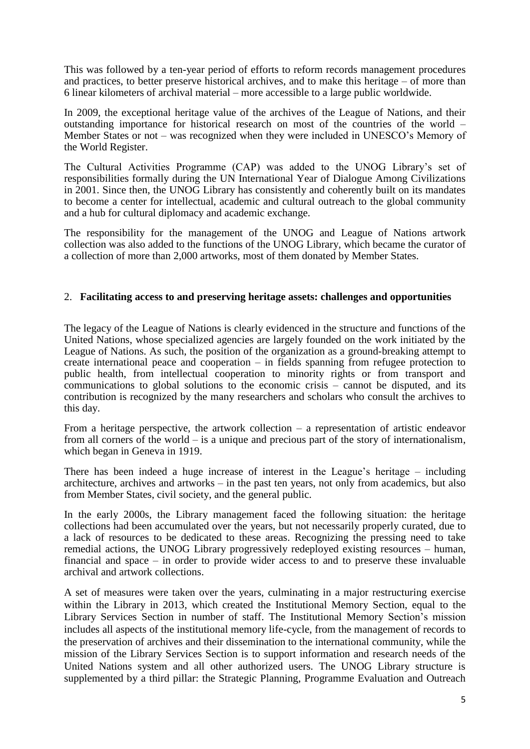This was followed by a ten-year period of efforts to reform records management procedures and practices, to better preserve historical archives, and to make this heritage – of more than 6 linear kilometers of archival material – more accessible to a large public worldwide.

In 2009, the exceptional heritage value of the archives of the League of Nations, and their outstanding importance for historical research on most of the countries of the world – Member States or not – was recognized when they were included in UNESCO's Memory of the World Register.

The Cultural Activities Programme (CAP) was added to the UNOG Library's set of responsibilities formally during the UN International Year of Dialogue Among Civilizations in 2001. Since then, the UNOG Library has consistently and coherently built on its mandates to become a center for intellectual, academic and cultural outreach to the global community and a hub for cultural diplomacy and academic exchange.

The responsibility for the management of the UNOG and League of Nations artwork collection was also added to the functions of the UNOG Library, which became the curator of a collection of more than 2,000 artworks, most of them donated by Member States.

## 2. **Facilitating access to and preserving heritage assets: challenges and opportunities**

The legacy of the League of Nations is clearly evidenced in the structure and functions of the United Nations, whose specialized agencies are largely founded on the work initiated by the League of Nations. As such, the position of the organization as a ground-breaking attempt to create international peace and cooperation – in fields spanning from refugee protection to public health, from intellectual cooperation to minority rights or from transport and communications to global solutions to the economic crisis – cannot be disputed, and its contribution is recognized by the many researchers and scholars who consult the archives to this day.

From a heritage perspective, the artwork collection – a representation of artistic endeavor from all corners of the world – is a unique and precious part of the story of internationalism, which began in Geneva in 1919.

There has been indeed a huge increase of interest in the League's heritage – including architecture, archives and artworks – in the past ten years, not only from academics, but also from Member States, civil society, and the general public.

In the early 2000s, the Library management faced the following situation: the heritage collections had been accumulated over the years, but not necessarily properly curated, due to a lack of resources to be dedicated to these areas. Recognizing the pressing need to take remedial actions, the UNOG Library progressively redeployed existing resources – human, financial and space – in order to provide wider access to and to preserve these invaluable archival and artwork collections.

A set of measures were taken over the years, culminating in a major restructuring exercise within the Library in 2013, which created the Institutional Memory Section, equal to the Library Services Section in number of staff. The Institutional Memory Section's mission includes all aspects of the institutional memory life-cycle, from the management of records to the preservation of archives and their dissemination to the international community, while the mission of the Library Services Section is to support information and research needs of the United Nations system and all other authorized users. The UNOG Library structure is supplemented by a third pillar: the Strategic Planning, Programme Evaluation and Outreach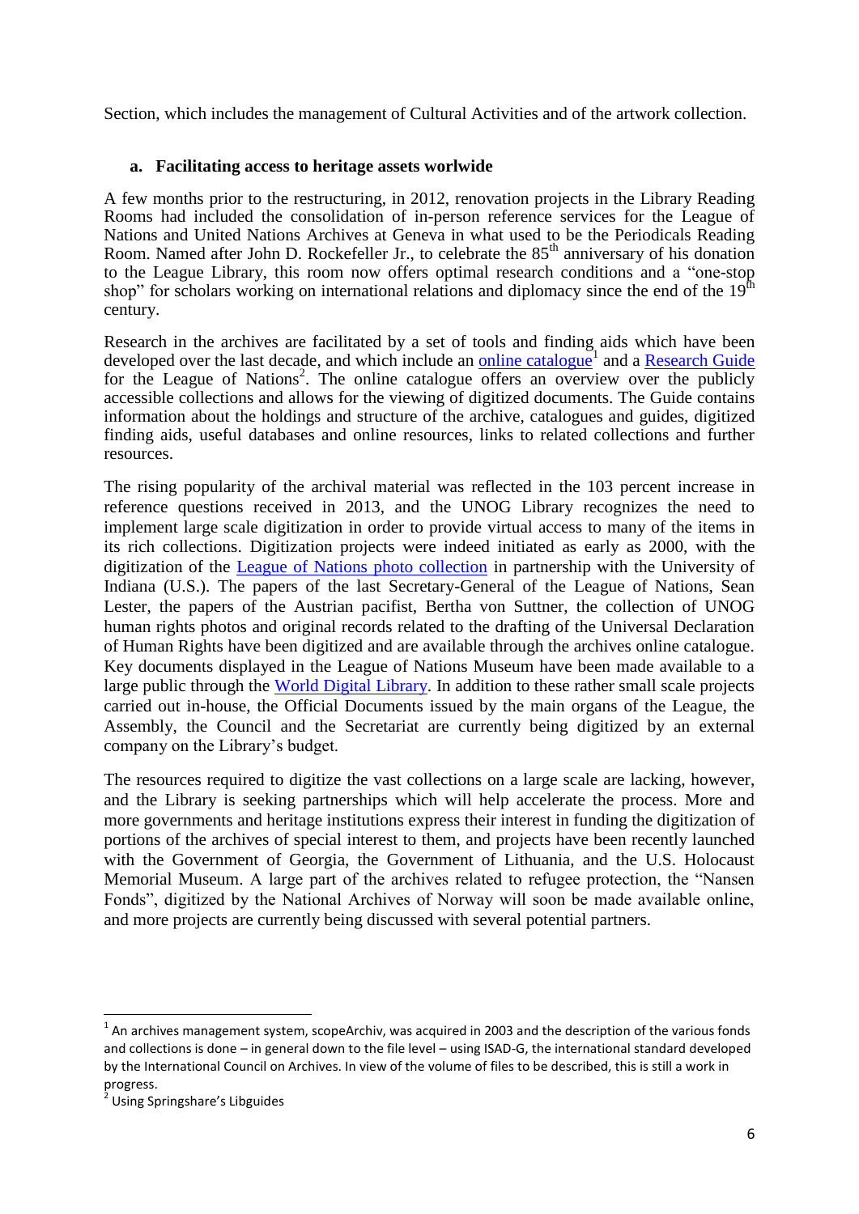Section, which includes the management of Cultural Activities and of the artwork collection.

### a. Facilitating access to heritage assets worlwide

A few months prior to the restructuring, in 2012, renovation projects in the Library Reading Rooms had included the consolidation of in-person reference services for the League of Nations and United Nations Archives at Geneva in what used to be the Periodicals Reading Room. Named after John D. Rockefeller Jr., to celebrate the 85th anniversary of his donation to the League Library, this room now offers optimal research conditions and a "one-stop shop" for scholars working on international relations and diplomacy since the end of the 19th century.

Research in the archives are facilitated by a set of tools and finding aids which have been developed over the last decade, and which include an online catalogue[1] and a Research Guide for the League of Nations[2]. The online catalogue offers an overview over the publicly accessible collections and allows for the viewing of digitized documents. The Guide contains information about the holdings and structure of the archive, catalogues and guides, digitized finding aids, useful databases and online resources, links to related collections and further resources.

The rising popularity of the archival material was reflected in the 103 percent increase in reference questions received in 2013, and the UNOG Library recognizes the need to implement large scale digitization in order to provide virtual access to many of the items in its rich collections. Digitization projects were indeed initiated as early as 2000, with the digitization of the League of Nations photo collection in partnership with the University of Indiana (U.S.). The papers of the last Secretary-General of the League of Nations, Sean Lester, the papers of the Austrian pacifist, Bertha von Suttner, the collection of UNOG human rights photos and original records related to the drafting of the Universal Declaration of Human Rights have been digitized and are available through the archives online catalogue. Key documents displayed in the League of Nations Museum have been made available to a large public through the World Digital Library. In addition to these rather small scale projects carried out in-house, the Official Documents issued by the main organs of the League, the Assembly, the Council and the Secretariat are currently being digitized by an external company on the Library's budget.

The resources required to digitize the vast collections on a large scale are lacking, however, and the Library is seeking partnerships which will help accelerate the process. More and more governments and heritage institutions express their interest in funding the digitization of portions of the archives of special interest to them, and projects have been recently launched with the Government of Georgia, the Government of Lithuania, and the U.S. Holocaust Memorial Museum. A large part of the archives related to refugee protection, the "Nansen Fonds", digitized by the National Archives of Norway will soon be made available online, and more projects are currently being discussed with several potential partners.

---

[1] An archives management system, scopeArchiv, was acquired in 2003 and the description of the various fonds and collections is done – in general down to the file level – using ISAD-G, the international standard developed by the International Council on Archives. In view of the volume of files to be described, this is still a work in progress.

[2] Using Springshare's Libguides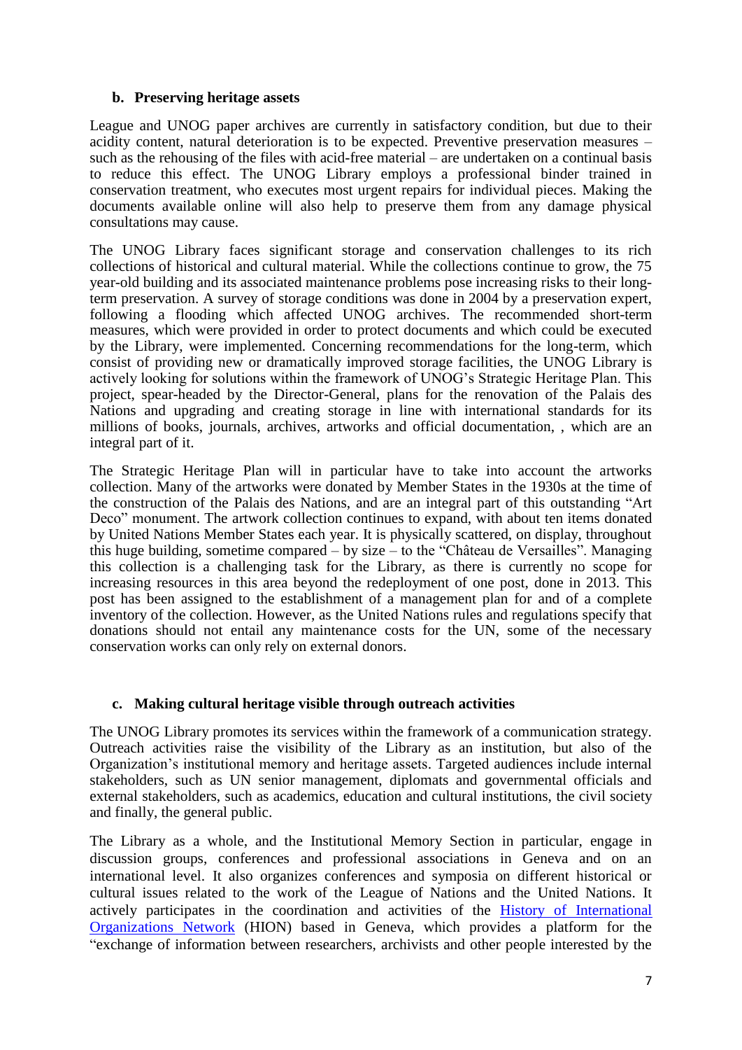### b. Preserving heritage assets

League and UNOG paper archives are currently in satisfactory condition, but due to their acidity content, natural deterioration is to be expected. Preventive preservation measures – such as the rehousing of the files with acid-free material – are undertaken on a continual basis to reduce this effect. The UNOG Library employs a professional binder trained in conservation treatment, who executes most urgent repairs for individual pieces. Making the documents available online will also help to preserve them from any damage physical consultations may cause.

The UNOG Library faces significant storage and conservation challenges to its rich collections of historical and cultural material. While the collections continue to grow, the 75 year-old building and its associated maintenance problems pose increasing risks to their long-term preservation. A survey of storage conditions was done in 2004 by a preservation expert, following a flooding which affected UNOG archives. The recommended short-term measures, which were provided in order to protect documents and which could be executed by the Library, were implemented. Concerning recommendations for the long-term, which consist of providing new or dramatically improved storage facilities, the UNOG Library is actively looking for solutions within the framework of UNOG's Strategic Heritage Plan. This project, spear-headed by the Director-General, plans for the renovation of the Palais des Nations and upgrading and creating storage in line with international standards for its millions of books, journals, archives, artworks and official documentation, , which are an integral part of it.

The Strategic Heritage Plan will in particular have to take into account the artworks collection. Many of the artworks were donated by Member States in the 1930s at the time of the construction of the Palais des Nations, and are an integral part of this outstanding "Art Deco" monument. The artwork collection continues to expand, with about ten items donated by United Nations Member States each year. It is physically scattered, on display, throughout this huge building, sometime compared – by size – to the "Château de Versailles". Managing this collection is a challenging task for the Library, as there is currently no scope for increasing resources in this area beyond the redeployment of one post, done in 2013. This post has been assigned to the establishment of a management plan for and of a complete inventory of the collection. However, as the United Nations rules and regulations specify that donations should not entail any maintenance costs for the UN, some of the necessary conservation works can only rely on external donors.

### c. Making cultural heritage visible through outreach activities

The UNOG Library promotes its services within the framework of a communication strategy. Outreach activities raise the visibility of the Library as an institution, but also of the Organization's institutional memory and heritage assets. Targeted audiences include internal stakeholders, such as UN senior management, diplomats and governmental officials and external stakeholders, such as academics, education and cultural institutions, the civil society and finally, the general public.

The Library as a whole, and the Institutional Memory Section in particular, engage in discussion groups, conferences and professional associations in Geneva and on an international level. It also organizes conferences and symposia on different historical or cultural issues related to the work of the League of Nations and the United Nations. It actively participates in the coordination and activities of the History of International Organizations Network (HION) based in Geneva, which provides a platform for the "exchange of information between researchers, archivists and other people interested by the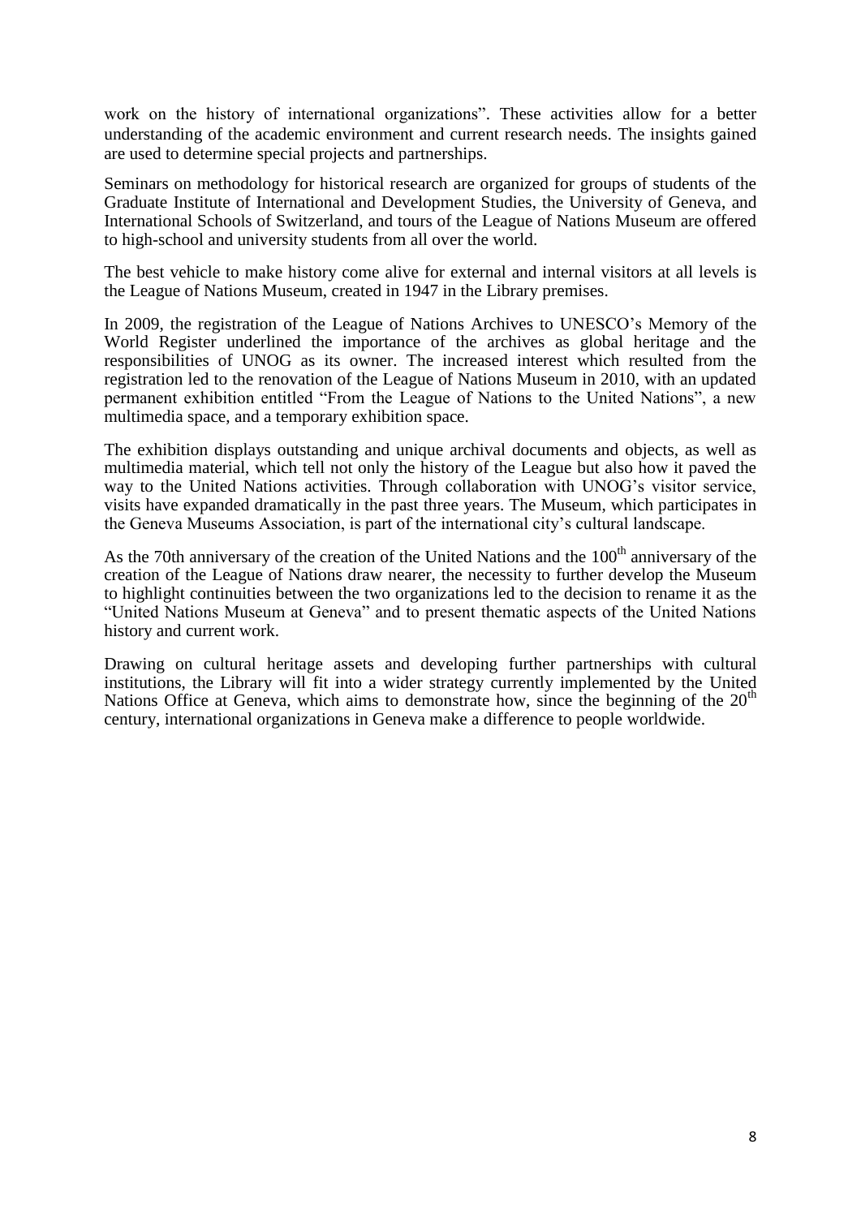work on the history of international organizations". These activities allow for a better understanding of the academic environment and current research needs. The insights gained are used to determine special projects and partnerships.

Seminars on methodology for historical research are organized for groups of students of the Graduate Institute of International and Development Studies, the University of Geneva, and International Schools of Switzerland, and tours of the League of Nations Museum are offered to high-school and university students from all over the world.

The best vehicle to make history come alive for external and internal visitors at all levels is the League of Nations Museum, created in 1947 in the Library premises.

In 2009, the registration of the League of Nations Archives to UNESCO's Memory of the World Register underlined the importance of the archives as global heritage and the responsibilities of UNOG as its owner. The increased interest which resulted from the registration led to the renovation of the League of Nations Museum in 2010, with an updated permanent exhibition entitled "From the League of Nations to the United Nations", a new multimedia space, and a temporary exhibition space.

The exhibition displays outstanding and unique archival documents and objects, as well as multimedia material, which tell not only the history of the League but also how it paved the way to the United Nations activities. Through collaboration with UNOG's visitor service, visits have expanded dramatically in the past three years. The Museum, which participates in the Geneva Museums Association, is part of the international city's cultural landscape.

As the 70th anniversary of the creation of the United Nations and the 100th anniversary of the creation of the League of Nations draw nearer, the necessity to further develop the Museum to highlight continuities between the two organizations led to the decision to rename it as the "United Nations Museum at Geneva" and to present thematic aspects of the United Nations history and current work.

Drawing on cultural heritage assets and developing further partnerships with cultural institutions, the Library will fit into a wider strategy currently implemented by the United Nations Office at Geneva, which aims to demonstrate how, since the beginning of the 20th century, international organizations in Geneva make a difference to people worldwide.